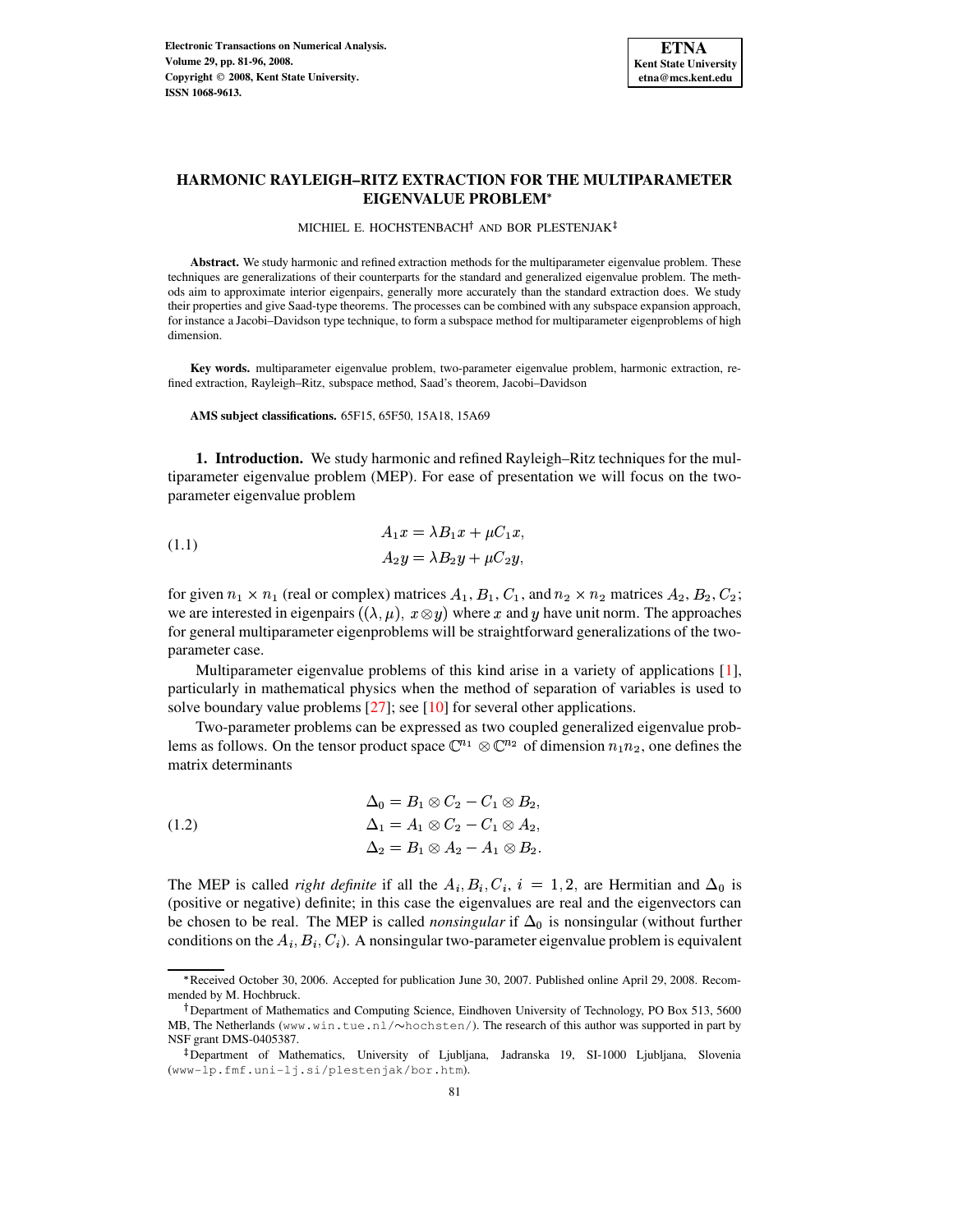# HARMONIC RAYLEIGH–RITZ EXTRACTION FOR THE MULTIPARAMETER EIGENVALUE PROBLEM*

MICHIEL E. HOCHSTENBACH† AND BOR PLESTENJAK‡

**Abstract.** We study harmonic and refined extraction methods for the multiparameter eigenvalue problem. These techniques are generalizations of their counterparts for the standard and generalized eigenvalue problem. The methods aim to approximate interior eigenpairs, generally more accurately than the standard extraction does. We study their properties and give Saad-type theorems. The processes can be combined with any subspace expansion approach, for instance a Jacobi–Davidson type technique, to form a subspace method for multiparameter eigenproblems of high dimension.

**Key words.** multiparameter eigenvalue problem, two-parameter eigenvalue problem, harmonic extraction, refined extraction, Rayleigh–Ritz, subspace method, Saad's theorem, Jacobi–Davidson

**AMS subject classifications.** 65F15, 65F50, 15A18, 15A69

## 1. Introduction.

We study harmonic and refined Rayleigh–Ritz techniques for the multiparameter eigenvalue problem (MEP). For ease of presentation we will focus on the two-parameter eigenvalue problem

$$
\begin{aligned}
A_1 x &= \lambda B_1 x + \mu C_1 x, \\
A_2 y &= \lambda B_2 y + \mu C_2 y,
\end{aligned}
\tag{1.1}
$$

for given $n_1 \times n_1$ (real or complex) matrices $A_1, B_1, C_1$, and $n_2 \times n_2$ matrices $A_2, B_2, C_2$; we are interested in eigenpairs $((\lambda, \mu),\ x \otimes y)$ where $x$ and $y$ have unit norm. The approaches for general multiparameter eigenproblems will be straightforward generalizations of the two-parameter case.

Multiparameter eigenvalue problems of this kind arise in a variety of applications [1], particularly in mathematical physics when the method of separation of variables is used to solve boundary value problems [27]; see [10] for several other applications.

Two-parameter problems can be expressed as two coupled generalized eigenvalue problems as follows. On the tensor product space $\mathbb{C}^{n_1} \otimes \mathbb{C}^{n_2}$ of dimension $n_1 n_2$, one defines the matrix determinants

$$
\begin{aligned}
\Delta_0 &= B_1 \otimes C_2 - C_1 \otimes B_2, \\
\Delta_1 &= A_1 \otimes C_2 - C_1 \otimes A_2, \\
\Delta_2 &= B_1 \otimes A_2 - A_1 \otimes B_2.
\end{aligned}
\tag{1.2}
$$

The MEP is called *right definite* if all the $A_i, B_i, C_i$, $i = 1, 2$, are Hermitian and $\Delta_0$ is (positive or negative) definite; in this case the eigenvalues are real and the eigenvectors can be chosen to be real. The MEP is called *nonsingular* if $\Delta_0$ is nonsingular (without further conditions on the $A_i, B_i, C_i$). A nonsingular two-parameter eigenvalue problem is equivalent

---

*Received October 30, 2006. Accepted for publication June 30, 2007. Published online April 29, 2008. Recommended by M. Hochbruck.

†Department of Mathematics and Computing Science, Eindhoven University of Technology, PO Box 513, 5600 MB, The Netherlands (www.win.tue.nl/∼hochsten/). The research of this author was supported in part by NSF grant DMS-0405387.

‡Department of Mathematics, University of Ljubljana, Jadranska 19, SI-1000 Ljubljana, Slovenia (www-lp.fmf.uni-lj.si/plestenjak/bor.htm).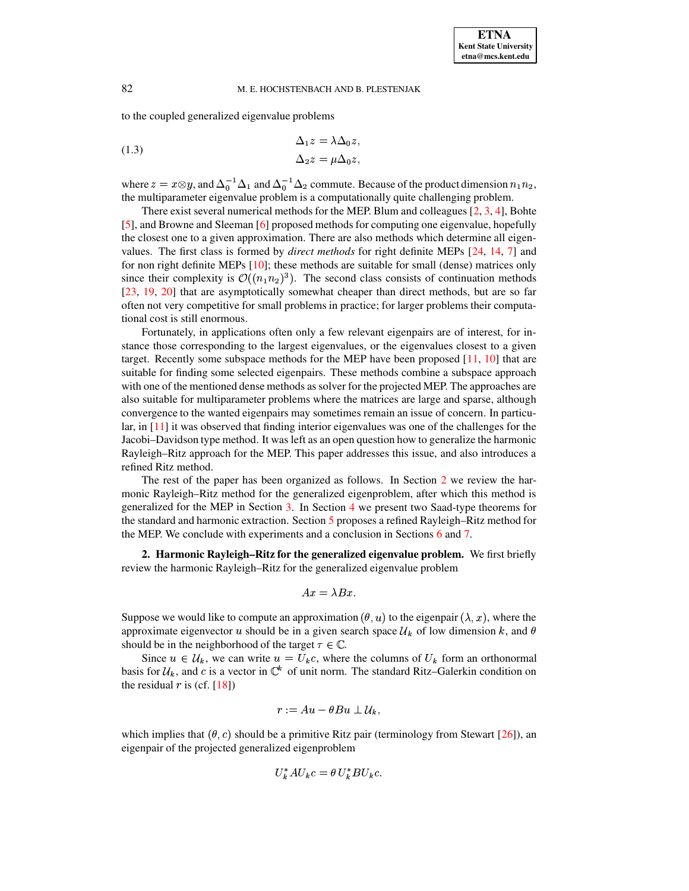to the coupled generalized eigenvalue problems

$$
\begin{aligned}
\Delta_1 z &= \lambda \Delta_0 z, \\
\Delta_2 z &= \mu \Delta_0 z,
\end{aligned}
\tag{1.3}
$$

where $z = x \otimes y$, and $\Delta_0^{-1}\Delta_1$ and $\Delta_0^{-1}\Delta_2$ commute. Because of the product dimension $n_1 n_2$, the multiparameter eigenvalue problem is a computationally quite challenging problem.

There exist several numerical methods for the MEP. Blum and colleagues [2, 3, 4], Bohte [5], and Browne and Sleeman [6] proposed methods for computing one eigenvalue, hopefully the closest one to a given approximation. There are also methods which determine all eigenvalues. The first class is formed by *direct methods* for right definite MEPs [24, 14, 7] and for non right definite MEPs [10]; these methods are suitable for small (dense) matrices only since their complexity is $\mathcal{O}((n_1 n_2)^3)$. The second class consists of continuation methods [23, 19, 20] that are asymptotically somewhat cheaper than direct methods, but are so far often not very competitive for small problems in practice; for larger problems their computational cost is still enormous.

Fortunately, in applications often only a few relevant eigenpairs are of interest, for instance those corresponding to the largest eigenvalues, or the eigenvalues closest to a given target. Recently some subspace methods for the MEP have been proposed [11, 10] that are suitable for finding some selected eigenpairs. These methods combine a subspace approach with one of the mentioned dense methods as solver for the projected MEP. The approaches are also suitable for multiparameter problems where the matrices are large and sparse, although convergence to the wanted eigenpairs may sometimes remain an issue of concern. In particular, in [11] it was observed that finding interior eigenvalues was one of the challenges for the Jacobi–Davidson type method. It was left as an open question how to generalize the harmonic Rayleigh–Ritz approach for the MEP. This paper addresses this issue, and also introduces a refined Ritz method.

The rest of the paper has been organized as follows. In Section 2 we review the harmonic Rayleigh–Ritz method for the generalized eigenproblem, after which this method is generalized for the MEP in Section 3. In Section 4 we present two Saad-type theorems for the standard and harmonic extraction. Section 5 proposes a refined Rayleigh–Ritz method for the MEP. We conclude with experiments and a conclusion in Sections 6 and 7.

## 2. Harmonic Rayleigh–Ritz for the generalized eigenvalue problem.

We first briefly review the harmonic Rayleigh–Ritz for the generalized eigenvalue problem

$$
Ax = \lambda Bx.
$$

Suppose we would like to compute an approximation $(\theta, u)$ to the eigenpair $(\lambda, x)$, where the approximate eigenvector $u$ should be in a given search space $\mathcal{U}_k$ of low dimension $k$, and $\theta$ should be in the neighborhood of the target $\tau \in \mathbb{C}$.

Since $u \in \mathcal{U}_k$, we can write $u = U_k c$, where the columns of $U_k$ form an orthonormal basis for $\mathcal{U}_k$, and $c$ is a vector in $\mathbb{C}^k$ of unit norm. The standard Ritz–Galerkin condition on the residual $r$ is (cf. [18])

$$
r := Au - \theta Bu \perp \mathcal{U}_k,
$$

which implies that $(\theta, c)$ should be a primitive Ritz pair (terminology from Stewart [26]), an eigenpair of the projected generalized eigenproblem

$$
U_k^* A U_k c = \theta \, U_k^* B U_k c.
$$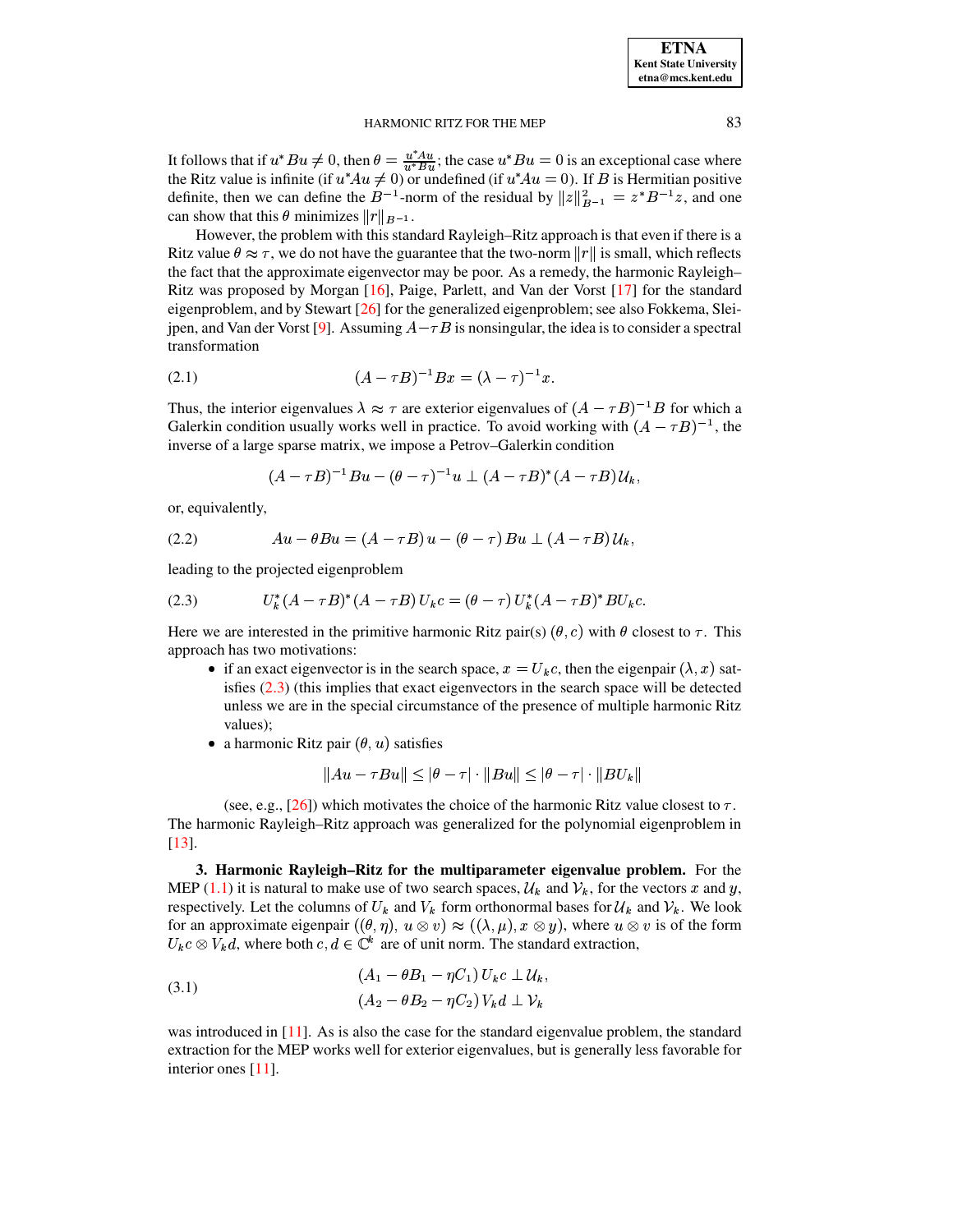It follows that if $u^*Bu \neq 0$, then $\theta = \frac{u^*Au}{u^*Bu}$; the case $u^*Bu = 0$ is an exceptional case where the Ritz value is infinite (if $u^*Au \neq 0$) or undefined (if $u^*Au = 0$). If $B$ is Hermitian positive definite, then we can define the $B^{-1}$-norm of the residual by $\|z\|_{B^{-1}}^2 = z^*B^{-1}z$, and one can show that this $\theta$ minimizes $\|r\|_{B^{-1}}$.

However, the problem with this standard Rayleigh–Ritz approach is that even if there is a Ritz value $\theta \approx \tau$, we do not have the guarantee that the two-norm $\|r\|$ is small, which reflects the fact that the approximate eigenvector may be poor. As a remedy, the harmonic Rayleigh–Ritz was proposed by Morgan [16], Paige, Parlett, and Van der Vorst [17] for the standard eigenproblem, and by Stewart [26] for the generalized eigenproblem; see also Fokkema, Sleijpen, and Van der Vorst [9]. Assuming $A - \tau B$ is nonsingular, the idea is to consider a spectral transformation

$$(A - \tau B)^{-1} Bx = (\lambda - \tau)^{-1} x. \tag{2.1}$$

Thus, the interior eigenvalues $\lambda \approx \tau$ are exterior eigenvalues of $(A - \tau B)^{-1}B$ for which a Galerkin condition usually works well in practice. To avoid working with $(A - \tau B)^{-1}$, the inverse of a large sparse matrix, we impose a Petrov–Galerkin condition

$$(A - \tau B)^{-1} Bu - (\theta - \tau)^{-1} u \perp (A - \tau B)^*(A - \tau B)\,\mathcal{U}_k,$$

or, equivalently,

$$Au - \theta Bu = (A - \tau B)\,u - (\theta - \tau)\,Bu \perp (A - \tau B)\,\mathcal{U}_k, \tag{2.2}$$

leading to the projected eigenproblem

$$U_k^*(A - \tau B)^*(A - \tau B)\,U_k c = (\theta - \tau)\,U_k^*(A - \tau B)^* BU_k c. \tag{2.3}$$

Here we are interested in the primitive harmonic Ritz pair(s) $(\theta, c)$ with $\theta$ closest to $\tau$. This approach has two motivations:

- if an exact eigenvector is in the search space, $x = U_k c$, then the eigenpair $(\lambda, x)$ satisfies (2.3) (this implies that exact eigenvectors in the search space will be detected unless we are in the special circumstance of the presence of multiple harmonic Ritz values);
- a harmonic Ritz pair $(\theta, u)$ satisfies

$$\|Au - \tau Bu\| \le |\theta - \tau| \cdot \|Bu\| \le |\theta - \tau| \cdot \|BU_k\|$$

  (see, e.g., [26]) which motivates the choice of the harmonic Ritz value closest to $\tau$.

The harmonic Rayleigh–Ritz approach was generalized for the polynomial eigenproblem in [13].

## 3. Harmonic Rayleigh–Ritz for the multiparameter eigenvalue problem.

For the MEP (1.1) it is natural to make use of two search spaces, $\mathcal{U}_k$ and $\mathcal{V}_k$, for the vectors $x$ and $y$, respectively. Let the columns of $U_k$ and $V_k$ form orthonormal bases for $\mathcal{U}_k$ and $\mathcal{V}_k$. We look for an approximate eigenpair $((\theta, \eta),\ u \otimes v) \approx ((\lambda, \mu), x \otimes y)$, where $u \otimes v$ is of the form $U_k c \otimes V_k d$, where both $c, d \in \mathbb{C}^k$ are of unit norm. The standard extraction,

$$\begin{aligned}
(A_1 - \theta B_1 - \eta C_1)\,U_k c &\perp \mathcal{U}_k, \\
(A_2 - \theta B_2 - \eta C_2)\,V_k d &\perp \mathcal{V}_k
\end{aligned} \tag{3.1}$$

was introduced in [11]. As is also the case for the standard eigenvalue problem, the standard extraction for the MEP works well for exterior eigenvalues, but is generally less favorable for interior ones [11].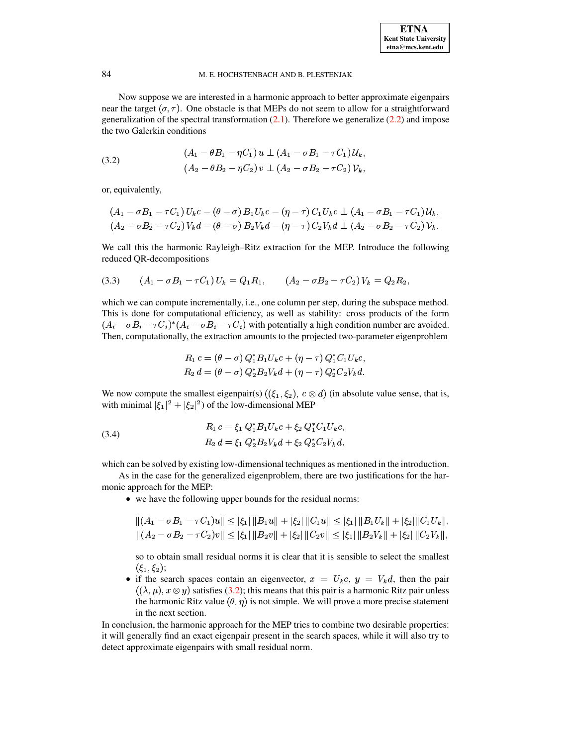Now suppose we are interested in a harmonic approach to better approximate eigenpairs near the target $(\sigma, \tau)$. One obstacle is that MEPs do not seem to allow for a straightforward generalization of the spectral transformation (2.1). Therefore we generalize (2.2) and impose the two Galerkin conditions

$$
\begin{aligned}
(A_1 - \theta B_1 - \eta C_1)\, u &\perp (A_1 - \sigma B_1 - \tau C_1)\, \mathcal{U}_k, \\
(A_2 - \theta B_2 - \eta C_2)\, v &\perp (A_2 - \sigma B_2 - \tau C_2)\, \mathcal{V}_k,
\end{aligned}
\tag{3.2}
$$

or, equivalently,

$$
\begin{aligned}
(A_1 - \sigma B_1 - \tau C_1)\, U_k c - (\theta - \sigma)\, B_1 U_k c - (\eta - \tau)\, C_1 U_k c &\perp (A_1 - \sigma B_1 - \tau C_1)\, \mathcal{U}_k, \\
(A_2 - \sigma B_2 - \tau C_2)\, V_k d - (\theta - \sigma)\, B_2 V_k d - (\eta - \tau)\, C_2 V_k d &\perp (A_2 - \sigma B_2 - \tau C_2)\, \mathcal{V}_k.
\end{aligned}
$$

We call this the harmonic Rayleigh–Ritz extraction for the MEP. Introduce the following reduced QR-decompositions

$$
(A_1 - \sigma B_1 - \tau C_1)\, U_k = Q_1 R_1, \qquad (A_2 - \sigma B_2 - \tau C_2)\, V_k = Q_2 R_2,
\tag{3.3}
$$

which we can compute incrementally, i.e., one column per step, during the subspace method. This is done for computational efficiency, as well as stability: cross products of the form $(A_i - \sigma B_i - \tau C_i)^*(A_i - \sigma B_i - \tau C_i)$ with potentially a high condition number are avoided. Then, computationally, the extraction amounts to the projected two-parameter eigenproblem

$$
\begin{aligned}
R_1\, c &= (\theta - \sigma)\, Q_1^* B_1 U_k c + (\eta - \tau)\, Q_1^* C_1 U_k c, \\
R_2\, d &= (\theta - \sigma)\, Q_2^* B_2 V_k d + (\eta - \tau)\, Q_2^* C_2 V_k d.
\end{aligned}
$$

We now compute the smallest eigenpair(s) $((\xi_1, \xi_2),\ c \otimes d)$ (in absolute value sense, that is, with minimal $|\xi_1|^2 + |\xi_2|^2$) of the low-dimensional MEP

$$
\begin{aligned}
R_1\, c &= \xi_1\, Q_1^* B_1 U_k c + \xi_2\, Q_1^* C_1 U_k c, \\
R_2\, d &= \xi_1\, Q_2^* B_2 V_k d + \xi_2\, Q_2^* C_2 V_k d,
\end{aligned}
\tag{3.4}
$$

which can be solved by existing low-dimensional techniques as mentioned in the introduction.

As in the case for the generalized eigenproblem, there are two justifications for the harmonic approach for the MEP:

- we have the following upper bounds for the residual norms:

$$
\begin{aligned}
\|(A_1 - \sigma B_1 - \tau C_1)u\| &\le |\xi_1|\, \|B_1 u\| + |\xi_2|\, \|C_1 u\| \le |\xi_1|\, \|B_1 U_k\| + |\xi_2| \|C_1 U_k\|, \\
\|(A_2 - \sigma B_2 - \tau C_2)v\| &\le |\xi_1|\, \|B_2 v\| + |\xi_2|\, \|C_2 v\| \le |\xi_1|\, \|B_2 V_k\| + |\xi_2|\, \|C_2 V_k\|,
\end{aligned}
$$

  so to obtain small residual norms it is clear that it is sensible to select the smallest $(\xi_1, \xi_2)$;
- if the search spaces contain an eigenvector, $x = U_k c$, $y = V_k d$, then the pair $((\lambda, \mu), x \otimes y)$ satisfies (3.2); this means that this pair is a harmonic Ritz pair unless the harmonic Ritz value $(\theta, \eta)$ is not simple. We will prove a more precise statement in the next section.

In conclusion, the harmonic approach for the MEP tries to combine two desirable properties: it will generally find an exact eigenpair present in the search spaces, while it will also try to detect approximate eigenpairs with small residual norm.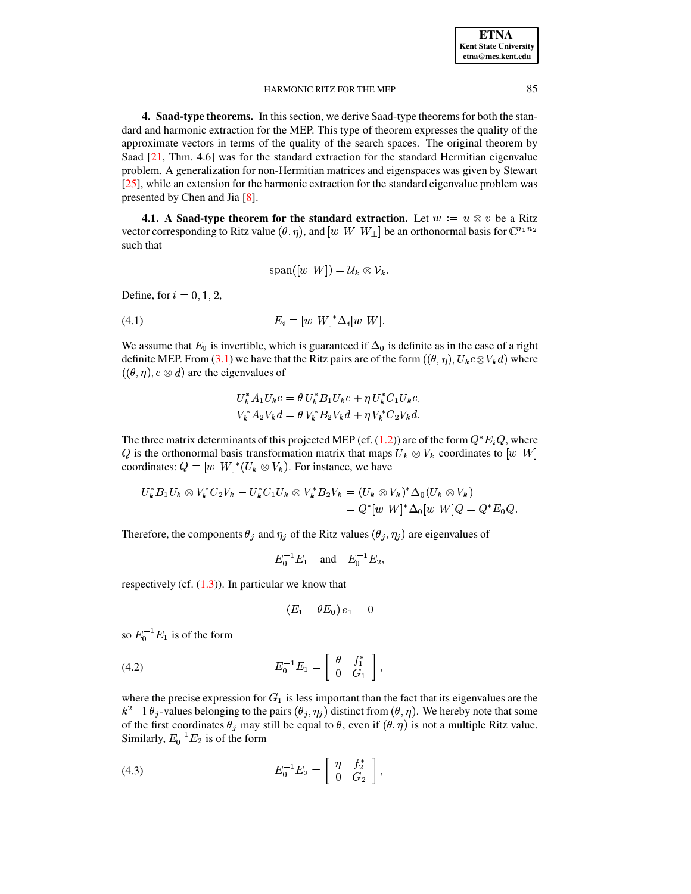## 4. Saad-type theorems.

In this section, we derive Saad-type theorems for both the standard and harmonic extraction for the MEP. This type of theorem expresses the quality of the approximate vectors in terms of the quality of the search spaces. The original theorem by Saad [21, Thm. 4.6] was for the standard extraction for the standard Hermitian eigenvalue problem. A generalization for non-Hermitian matrices and eigenspaces was given by Stewart [25], while an extension for the harmonic extraction for the standard eigenvalue problem was presented by Chen and Jia [8].

### 4.1. A Saad-type theorem for the standard extraction.

Let $w := u \otimes v$ be a Ritz vector corresponding to Ritz value $(\theta, \eta)$, and $[w\ W\ W_\perp]$ be an orthonormal basis for $\mathbb{C}^{n_1 n_2}$ such that

$$\mathrm{span}([w\ W]) = \mathcal{U}_k \otimes \mathcal{V}_k.$$

Define, for $i = 0, 1, 2$,

$$E_i = [w\ W]^* \Delta_i [w\ W]. \tag{4.1}$$

We assume that $E_0$ is invertible, which is guaranteed if $\Delta_0$ is definite as in the case of a right definite MEP. From (3.1) we have that the Ritz pairs are of the form $((\theta, \eta), U_k c \otimes V_k d)$ where $((\theta, \eta), c \otimes d)$ are the eigenvalues of

$$\begin{aligned} U_k^* A_1 U_k c &= \theta\, U_k^* B_1 U_k c + \eta\, U_k^* C_1 U_k c, \\ V_k^* A_2 V_k d &= \theta\, V_k^* B_2 V_k d + \eta\, V_k^* C_2 V_k d. \end{aligned}$$

The three matrix determinants of this projected MEP (cf. (1.2)) are of the form $Q^* E_i Q$, where $Q$ is the orthonormal basis transformation matrix that maps $U_k \otimes V_k$ coordinates to $[w\ W]$ coordinates: $Q = [w\ W]^* (U_k \otimes V_k)$. For instance, we have

$$\begin{aligned} U_k^* B_1 U_k \otimes V_k^* C_2 V_k - U_k^* C_1 U_k \otimes V_k^* B_2 V_k &= (U_k \otimes V_k)^* \Delta_0 (U_k \otimes V_k) \\ &= Q^* [w\ W]^* \Delta_0 [w\ W] Q = Q^* E_0 Q. \end{aligned}$$

Therefore, the components $\theta_j$ and $\eta_j$ of the Ritz values $(\theta_j, \eta_j)$ are eigenvalues of

$$E_0^{-1} E_1 \quad \text{and} \quad E_0^{-1} E_2,$$

respectively (cf. (1.3)). In particular we know that

$$(E_1 - \theta E_0)\, e_1 = 0$$

so $E_0^{-1} E_1$ is of the form

$$E_0^{-1} E_1 = \begin{bmatrix} \theta & f_1^* \\ 0 & G_1 \end{bmatrix}, \tag{4.2}$$

where the precise expression for $G_1$ is less important than the fact that its eigenvalues are the $k^2 - 1$ $\theta_j$-values belonging to the pairs $(\theta_j, \eta_j)$ distinct from $(\theta, \eta)$. We hereby note that some of the first coordinates $\theta_j$ may still be equal to $\theta$, even if $(\theta, \eta)$ is not a multiple Ritz value. Similarly, $E_0^{-1} E_2$ is of the form

$$E_0^{-1} E_2 = \begin{bmatrix} \eta & f_2^* \\ 0 & G_2 \end{bmatrix}, \tag{4.3}$$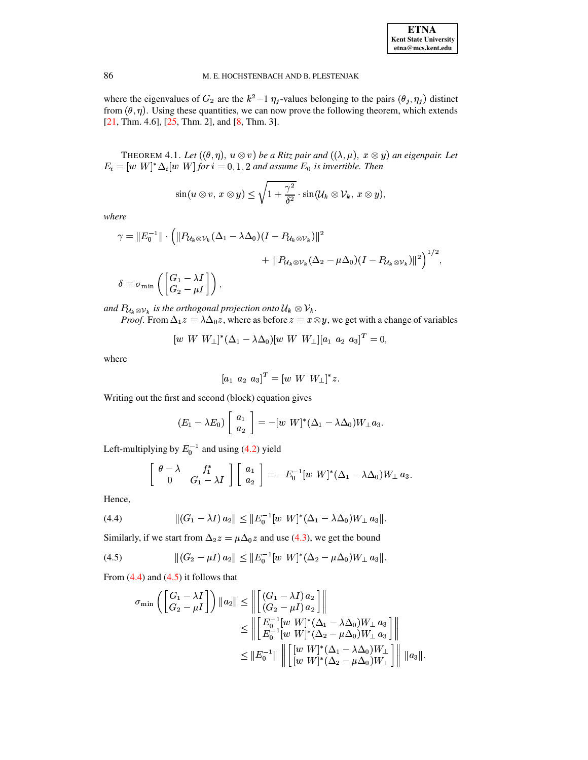where the eigenvalues of $G_2$ are the $k^2-1$ $\eta_j$-values belonging to the pairs $(\theta_j, \eta_j)$ distinct from $(\theta, \eta)$. Using these quantities, we can now prove the following theorem, which extends [21, Thm. 4.6], [25, Thm. 2], and [8, Thm. 3].

THEOREM 4.1. *Let $((\theta, \eta),\ u \otimes v)$ be a Ritz pair and $((\lambda, \mu),\ x \otimes y)$ an eigenpair. Let $E_i = [w\ W]^* \Delta_i [w\ W]$ for $i = 0, 1, 2$ and assume $E_0$ is invertible. Then*

$$\sin(u \otimes v,\ x \otimes y) \le \sqrt{1 + \frac{\gamma^2}{\delta^2}} \cdot \sin(\mathcal{U}_k \otimes \mathcal{V}_k,\ x \otimes y),$$

*where*

$$\gamma = \|E_0^{-1}\| \cdot \Big( \|P_{\mathcal{U}_k \otimes \mathcal{V}_k}(\Delta_1 - \lambda \Delta_0)(I - P_{\mathcal{U}_k \otimes \mathcal{V}_k})\|^2 + \|P_{\mathcal{U}_k \otimes \mathcal{V}_k}(\Delta_2 - \mu \Delta_0)(I - P_{\mathcal{U}_k \otimes \mathcal{V}_k})\|^2 \Big)^{1/2},$$

$$\delta = \sigma_{\min}\left( \begin{bmatrix} G_1 - \lambda I \\ G_2 - \mu I \end{bmatrix} \right),$$

*and $P_{\mathcal{U}_k \otimes \mathcal{V}_k}$ is the orthogonal projection onto $\mathcal{U}_k \otimes \mathcal{V}_k$.*

*Proof.* From $\Delta_1 z = \lambda \Delta_0 z$, where as before $z = x \otimes y$, we get with a change of variables

$$[w\ W\ W_\perp]^* (\Delta_1 - \lambda \Delta_0) [w\ W\ W_\perp] [a_1\ a_2\ a_3]^T = 0,$$

where

$$[a_1\ a_2\ a_3]^T = [w\ W\ W_\perp]^* z.$$

Writing out the first and second (block) equation gives

$$(E_1 - \lambda E_0) \begin{bmatrix} a_1 \\ a_2 \end{bmatrix} = -[w\ W]^* (\Delta_1 - \lambda \Delta_0) W_\perp a_3.$$

Left-multiplying by $E_0^{-1}$ and using (4.2) yield

$$\begin{bmatrix} \theta - \lambda & f_1^* \\ 0 & G_1 - \lambda I \end{bmatrix} \begin{bmatrix} a_1 \\ a_2 \end{bmatrix} = -E_0^{-1} [w\ W]^* (\Delta_1 - \lambda \Delta_0) W_\perp\, a_3.$$

Hence,

$$\|(G_1 - \lambda I)\, a_2\| \le \|E_0^{-1} [w\ W]^* (\Delta_1 - \lambda \Delta_0) W_\perp\, a_3\|. \tag{4.4}$$

Similarly, if we start from $\Delta_2 z = \mu \Delta_0 z$ and use (4.3), we get the bound

$$\|(G_2 - \mu I)\, a_2\| \le \|E_0^{-1} [w\ W]^* (\Delta_2 - \mu \Delta_0) W_\perp\, a_3\|. \tag{4.5}$$

From (4.4) and (4.5) it follows that

$$\begin{aligned}
\sigma_{\min}\left( \begin{bmatrix} G_1 - \lambda I \\ G_2 - \mu I \end{bmatrix} \right) \|a_2\| &\le \left\| \begin{bmatrix} (G_1 - \lambda I)\, a_2 \\ (G_2 - \mu I)\, a_2 \end{bmatrix} \right\| \\
&\le \left\| \begin{bmatrix} E_0^{-1} [w\ W]^* (\Delta_1 - \lambda \Delta_0) W_\perp\, a_3 \\ E_0^{-1} [w\ W]^* (\Delta_2 - \mu \Delta_0) W_\perp\, a_3 \end{bmatrix} \right\| \\
&\le \|E_0^{-1}\| \left\| \begin{bmatrix} [w\ W]^* (\Delta_1 - \lambda \Delta_0) W_\perp \\ [w\ W]^* (\Delta_2 - \mu \Delta_0) W_\perp \end{bmatrix} \right\| \|a_3\|.
\end{aligned}$$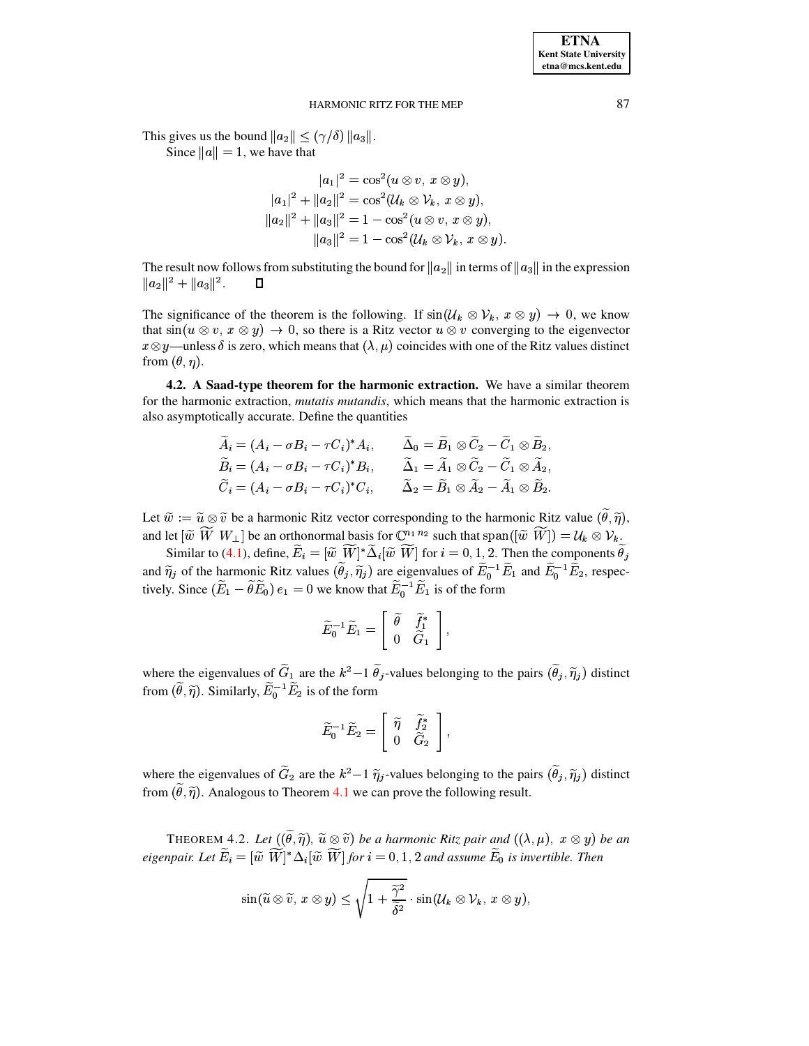This gives us the bound $\|a_2\| \leq (\gamma/\delta)\,\|a_3\|$.

Since $\|a\| = 1$, we have that

$$
\begin{aligned}
|a_1|^2 &= \cos^2(u \otimes v,\; x \otimes y),\\
|a_1|^2 + \|a_2\|^2 &= \cos^2(\mathcal{U}_k \otimes \mathcal{V}_k,\; x \otimes y),\\
\|a_2\|^2 + \|a_3\|^2 &= 1 - \cos^2(u \otimes v,\; x \otimes y),\\
\|a_3\|^2 &= 1 - \cos^2(\mathcal{U}_k \otimes \mathcal{V}_k,\; x \otimes y).
\end{aligned}
$$

The result now follows from substituting the bound for $\|a_2\|$ in terms of $\|a_3\|$ in the expression $\|a_2\|^2 + \|a_3\|^2$. $\square$

The significance of the theorem is the following. If $\sin(\mathcal{U}_k \otimes \mathcal{V}_k,\; x \otimes y) \to 0$, we know that $\sin(u \otimes v,\; x \otimes y) \to 0$, so there is a Ritz vector $u \otimes v$ converging to the eigenvector $x \otimes y$—unless $\delta$ is zero, which means that $(\lambda, \mu)$ coincides with one of the Ritz values distinct from $(\theta, \eta)$.

**4.2. A Saad-type theorem for the harmonic extraction.** We have a similar theorem for the harmonic extraction, *mutatis mutandis*, which means that the harmonic extraction is also asymptotically accurate. Define the quantities

$$
\begin{aligned}
\widetilde{A}_i &= (A_i - \sigma B_i - \tau C_i)^* A_i, &\qquad \widetilde{\Delta}_0 &= \widetilde{B}_1 \otimes \widetilde{C}_2 - \widetilde{C}_1 \otimes \widetilde{B}_2,\\
\widetilde{B}_i &= (A_i - \sigma B_i - \tau C_i)^* B_i, &\qquad \widetilde{\Delta}_1 &= \widetilde{A}_1 \otimes \widetilde{C}_2 - \widetilde{C}_1 \otimes \widetilde{A}_2,\\
\widetilde{C}_i &= (A_i - \sigma B_i - \tau C_i)^* C_i, &\qquad \widetilde{\Delta}_2 &= \widetilde{B}_1 \otimes \widetilde{A}_2 - \widetilde{A}_1 \otimes \widetilde{B}_2.
\end{aligned}
$$

Let $\widetilde{w} := \widetilde{u} \otimes \widetilde{v}$ be a harmonic Ritz vector corresponding to the harmonic Ritz value $(\widetilde{\theta}, \widetilde{\eta})$, and let $[\widetilde{w}\ \widetilde{W}\ W_\perp]$ be an orthonormal basis for $\mathbb{C}^{n_1 n_2}$ such that $\operatorname{span}([\widetilde{w}\ \widetilde{W}]) = \mathcal{U}_k \otimes \mathcal{V}_k$.

Similar to (4.1), define, $\widetilde{E}_i = [\widetilde{w}\ \widetilde{W}]^* \widetilde{\Delta}_i [\widetilde{w}\ \widetilde{W}]$ for $i = 0, 1, 2$. Then the components $\widetilde{\theta}_j$ and $\widetilde{\eta}_j$ of the harmonic Ritz values $(\widetilde{\theta}_j, \widetilde{\eta}_j)$ are eigenvalues of $\widetilde{E}_0^{-1}\widetilde{E}_1$ and $\widetilde{E}_0^{-1}\widetilde{E}_2$, respectively. Since $(\widetilde{E}_1 - \widetilde{\theta}\widetilde{E}_0)\, e_1 = 0$ we know that $\widetilde{E}_0^{-1}\widetilde{E}_1$ is of the form

$$
\widetilde{E}_0^{-1}\widetilde{E}_1 = \begin{bmatrix} \widetilde{\theta} & \widetilde{f}_1^* \\ 0 & \widetilde{G}_1 \end{bmatrix},
$$

where the eigenvalues of $\widetilde{G}_1$ are the $k^2-1$ $\widetilde{\theta}_j$-values belonging to the pairs $(\widetilde{\theta}_j, \widetilde{\eta}_j)$ distinct from $(\widetilde{\theta}, \widetilde{\eta})$. Similarly, $\widetilde{E}_0^{-1}\widetilde{E}_2$ is of the form

$$
\widetilde{E}_0^{-1}\widetilde{E}_2 = \begin{bmatrix} \widetilde{\eta} & \widetilde{f}_2^* \\ 0 & \widetilde{G}_2 \end{bmatrix},
$$

where the eigenvalues of $\widetilde{G}_2$ are the $k^2-1$ $\widetilde{\eta}_j$-values belonging to the pairs $(\widetilde{\theta}_j, \widetilde{\eta}_j)$ distinct from $(\widetilde{\theta}, \widetilde{\eta})$. Analogous to Theorem 4.1 we can prove the following result.

THEOREM 4.2. *Let $((\widetilde{\theta}, \widetilde{\eta}),\ \widetilde{u} \otimes \widetilde{v})$ be a harmonic Ritz pair and $((\lambda, \mu),\ x \otimes y)$ be an eigenpair. Let $\widetilde{E}_i = [\widetilde{w}\ \widetilde{W}]^* \Delta_i [\widetilde{w}\ \widetilde{W}]$ for $i = 0, 1, 2$ and assume $\widetilde{E}_0$ is invertible. Then*

$$
\sin(\widetilde{u} \otimes \widetilde{v},\; x \otimes y) \leq \sqrt{1 + \frac{\widetilde{\gamma}^2}{\widetilde{\delta}^2}} \cdot \sin(\mathcal{U}_k \otimes \mathcal{V}_k,\; x \otimes y),
$$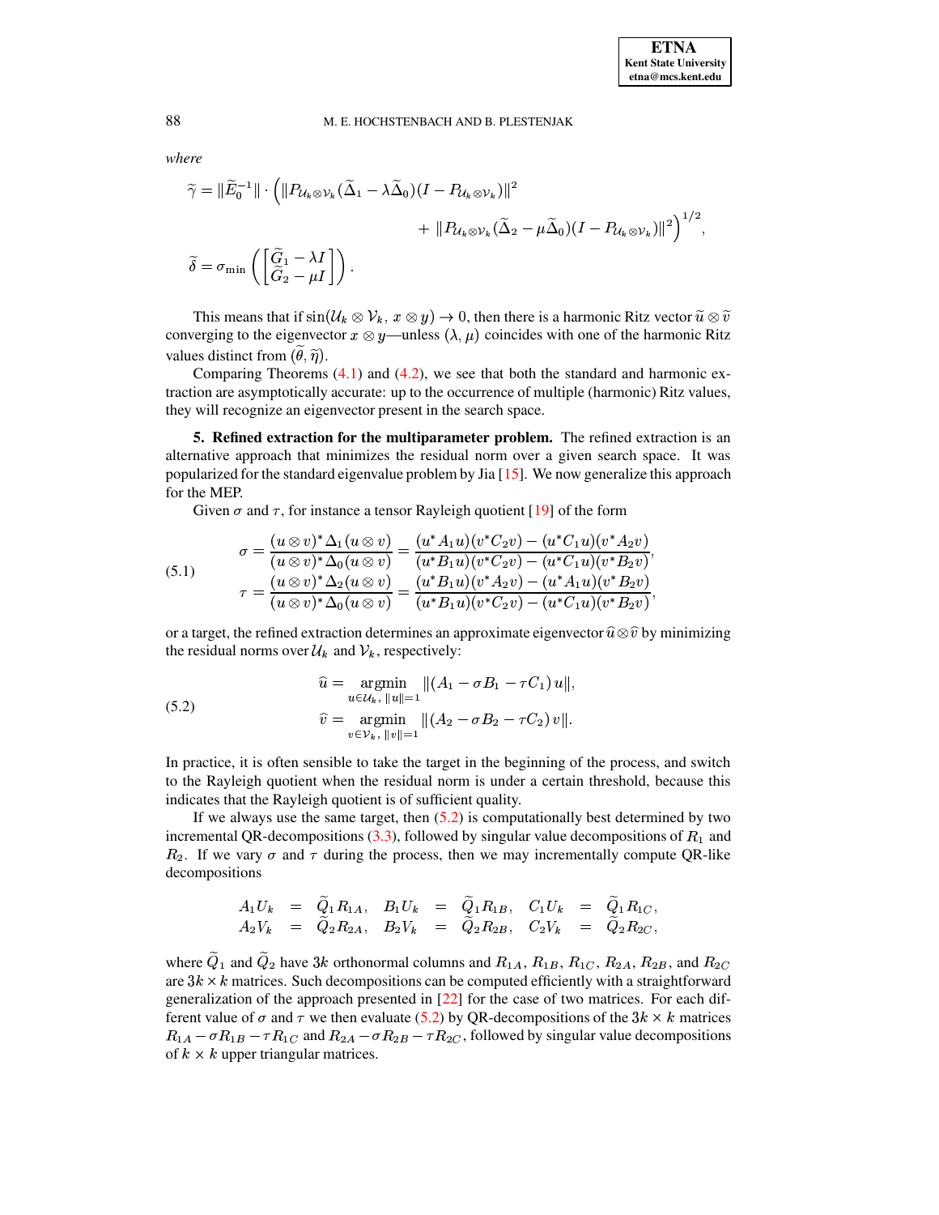*where*

$$\widetilde{\gamma} = \|\widetilde{E}_0^{-1}\| \cdot \Big( \|P_{\mathcal{U}_k \otimes \mathcal{V}_k} (\widetilde{\Delta}_1 - \lambda \widetilde{\Delta}_0)(I - P_{\mathcal{U}_k \otimes \mathcal{V}_k})\|^2 + \|P_{\mathcal{U}_k \otimes \mathcal{V}_k} (\widetilde{\Delta}_2 - \mu \widetilde{\Delta}_0)(I - P_{\mathcal{U}_k \otimes \mathcal{V}_k})\|^2 \Big)^{1/2},$$

$$\widetilde{\delta} = \sigma_{\min} \left( \begin{bmatrix} \widetilde{G}_1 - \lambda I \\ \widetilde{G}_2 - \mu I \end{bmatrix} \right).$$

This means that if $\sin(\mathcal{U}_k \otimes \mathcal{V}_k,\ x \otimes y) \to 0$, then there is a harmonic Ritz vector $\widetilde{u} \otimes \widetilde{v}$ converging to the eigenvector $x \otimes y$—unless $(\lambda, \mu)$ coincides with one of the harmonic Ritz values distinct from $(\widetilde{\theta}, \widetilde{\eta})$.

Comparing Theorems (4.1) and (4.2), we see that both the standard and harmonic extraction are asymptotically accurate: up to the occurrence of multiple (harmonic) Ritz values, they will recognize an eigenvector present in the search space.

**5. Refined extraction for the multiparameter problem.** The refined extraction is an alternative approach that minimizes the residual norm over a given search space. It was popularized for the standard eigenvalue problem by Jia [15]. We now generalize this approach for the MEP.

Given $\sigma$ and $\tau$, for instance a tensor Rayleigh quotient [19] of the form

$$\sigma = \frac{(u \otimes v)^* \Delta_1 (u \otimes v)}{(u \otimes v)^* \Delta_0 (u \otimes v)} = \frac{(u^* A_1 u)(v^* C_2 v) - (u^* C_1 u)(v^* A_2 v)}{(u^* B_1 u)(v^* C_2 v) - (u^* C_1 u)(v^* B_2 v)},$$
$$\tau = \frac{(u \otimes v)^* \Delta_2 (u \otimes v)}{(u \otimes v)^* \Delta_0 (u \otimes v)} = \frac{(u^* B_1 u)(v^* A_2 v) - (u^* A_1 u)(v^* B_2 v)}{(u^* B_1 u)(v^* C_2 v) - (u^* C_1 u)(v^* B_2 v)}, \tag{5.1}$$

or a target, the refined extraction determines an approximate eigenvector $\widehat{u} \otimes \widehat{v}$ by minimizing the residual norms over $\mathcal{U}_k$ and $\mathcal{V}_k$, respectively:

$$\widehat{u} = \operatorname*{argmin}_{u \in \mathcal{U}_k,\ \|u\|=1} \|(A_1 - \sigma B_1 - \tau C_1)\, u\|,$$
$$\widehat{v} = \operatorname*{argmin}_{v \in \mathcal{V}_k,\ \|v\|=1} \|(A_2 - \sigma B_2 - \tau C_2)\, v\|. \tag{5.2}$$

In practice, it is often sensible to take the target in the beginning of the process, and switch to the Rayleigh quotient when the residual norm is under a certain threshold, because this indicates that the Rayleigh quotient is of sufficient quality.

If we always use the same target, then (5.2) is computationally best determined by two incremental QR-decompositions (3.3), followed by singular value decompositions of $R_1$ and $R_2$. If we vary $\sigma$ and $\tau$ during the process, then we may incrementally compute QR-like decompositions

$$\begin{array}{llllll} A_1 U_k = \widetilde{Q}_1 R_{1A}, & B_1 U_k = \widetilde{Q}_1 R_{1B}, & C_1 U_k = \widetilde{Q}_1 R_{1C}, \\ A_2 V_k = \widetilde{Q}_2 R_{2A}, & B_2 V_k = \widetilde{Q}_2 R_{2B}, & C_2 V_k = \widetilde{Q}_2 R_{2C}, \end{array}$$

where $\widetilde{Q}_1$ and $\widetilde{Q}_2$ have $3k$ orthonormal columns and $R_{1A}$, $R_{1B}$, $R_{1C}$, $R_{2A}$, $R_{2B}$, and $R_{2C}$ are $3k \times k$ matrices. Such decompositions can be computed efficiently with a straightforward generalization of the approach presented in [22] for the case of two matrices. For each different value of $\sigma$ and $\tau$ we then evaluate (5.2) by QR-decompositions of the $3k \times k$ matrices $R_{1A} - \sigma R_{1B} - \tau R_{1C}$ and $R_{2A} - \sigma R_{2B} - \tau R_{2C}$, followed by singular value decompositions of $k \times k$ upper triangular matrices.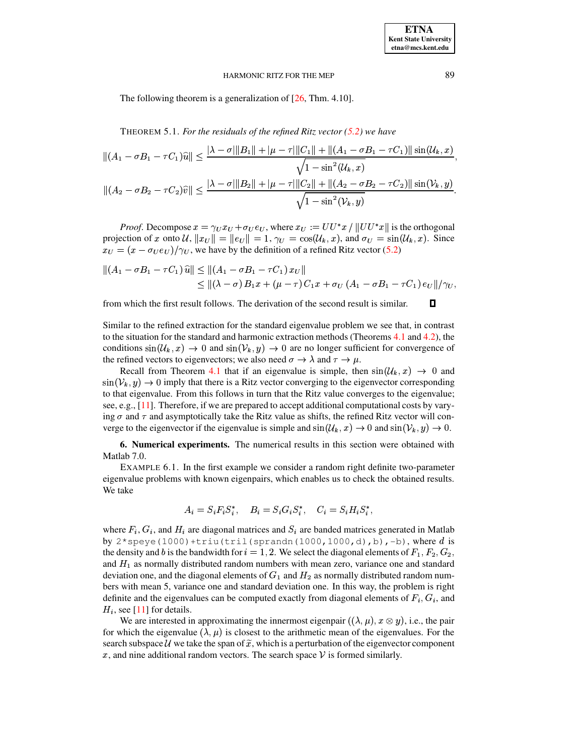The following theorem is a generalization of [26, Thm. 4.10].

THEOREM 5.1. *For the residuals of the refined Ritz vector (5.2) we have*

$$\|(A_1 - \sigma B_1 - \tau C_1)\widehat{u}\| \leq \frac{|\lambda - \sigma|\|B_1\| + |\mu - \tau|\|C_1\| + \|(A_1 - \sigma B_1 - \tau C_1)\| \sin(\mathcal{U}_k, x)}{\sqrt{1 - \sin^2(\mathcal{U}_k, x)}},$$

$$\|(A_2 - \sigma B_2 - \tau C_2)\widehat{v}\| \leq \frac{|\lambda - \sigma|\|B_2\| + |\mu - \tau|\|C_2\| + \|(A_2 - \sigma B_2 - \tau C_2)\| \sin(\mathcal{V}_k, y)}{\sqrt{1 - \sin^2(\mathcal{V}_k, y)}}.$$

*Proof*. Decompose $x = \gamma_U x_U + \sigma_U e_U$, where $x_U := UU^*x \,/\, \|UU^*x\|$ is the orthogonal projection of $x$ onto $\mathcal{U}$, $\|x_U\| = \|e_U\| = 1$, $\gamma_U = \cos(\mathcal{U}_k, x)$, and $\sigma_U = \sin(\mathcal{U}_k, x)$. Since $x_U = (x - \sigma_U e_U)/\gamma_U$, we have by the definition of a refined Ritz vector (5.2)

$$\begin{aligned}\|(A_1 - \sigma B_1 - \tau C_1)\,\widehat{u}\| &\leq \|(A_1 - \sigma B_1 - \tau C_1)\,x_U\| \\ &\leq \|(\lambda - \sigma)\,B_1 x + (\mu - \tau)\,C_1 x + \sigma_U\,(A_1 - \sigma B_1 - \tau C_1)\,e_U\|/\gamma_U,\end{aligned}$$

from which the first result follows. The derivation of the second result is similar. ∎

Similar to the refined extraction for the standard eigenvalue problem we see that, in contrast to the situation for the standard and harmonic extraction methods (Theorems 4.1 and 4.2), the conditions $\sin(\mathcal{U}_k, x) \to 0$ and $\sin(\mathcal{V}_k, y) \to 0$ are no longer sufficient for convergence of the refined vectors to eigenvectors; we also need $\sigma \to \lambda$ and $\tau \to \mu$.

Recall from Theorem 4.1 that if an eigenvalue is simple, then $\sin(\mathcal{U}_k, x) \to 0$ and $\sin(\mathcal{V}_k, y) \to 0$ imply that there is a Ritz vector converging to the eigenvector corresponding to that eigenvalue. From this follows in turn that the Ritz value converges to the eigenvalue; see, e.g., [11]. Therefore, if we are prepared to accept additional computational costs by varying $\sigma$ and $\tau$ and asymptotically take the Ritz value as shifts, the refined Ritz vector will converge to the eigenvector if the eigenvalue is simple and $\sin(\mathcal{U}_k, x) \to 0$ and $\sin(\mathcal{V}_k, y) \to 0$.

## 6. Numerical experiments.

The numerical results in this section were obtained with Matlab 7.0.

EXAMPLE 6.1. In the first example we consider a random right definite two-parameter eigenvalue problems with known eigenpairs, which enables us to check the obtained results. We take

$$A_i = S_i F_i S_i^*, \quad B_i = S_i G_i S_i^*, \quad C_i = S_i H_i S_i^*,$$

where $F_i$, $G_i$, and $H_i$ are diagonal matrices and $S_i$ are banded matrices generated in Matlab by `2*speye(1000)+triu(tril(sprandn(1000,1000,d),b),-b)`, where $d$ is the density and $b$ is the bandwidth for $i = 1, 2$. We select the diagonal elements of $F_1$, $F_2$, $G_2$, and $H_1$ as normally distributed random numbers with mean zero, variance one and standard deviation one, and the diagonal elements of $G_1$ and $H_2$ as normally distributed random numbers with mean 5, variance one and standard deviation one. In this way, the problem is right definite and the eigenvalues can be computed exactly from diagonal elements of $F_i$, $G_i$, and $H_i$, see [11] for details.

We are interested in approximating the innermost eigenpair $((\lambda, \mu), x \otimes y)$, i.e., the pair for which the eigenvalue $(\lambda, \mu)$ is closest to the arithmetic mean of the eigenvalues. For the search subspace $\mathcal{U}$ we take the span of $\widetilde{x}$, which is a perturbation of the eigenvector component $x$, and nine additional random vectors. The search space $\mathcal{V}$ is formed similarly.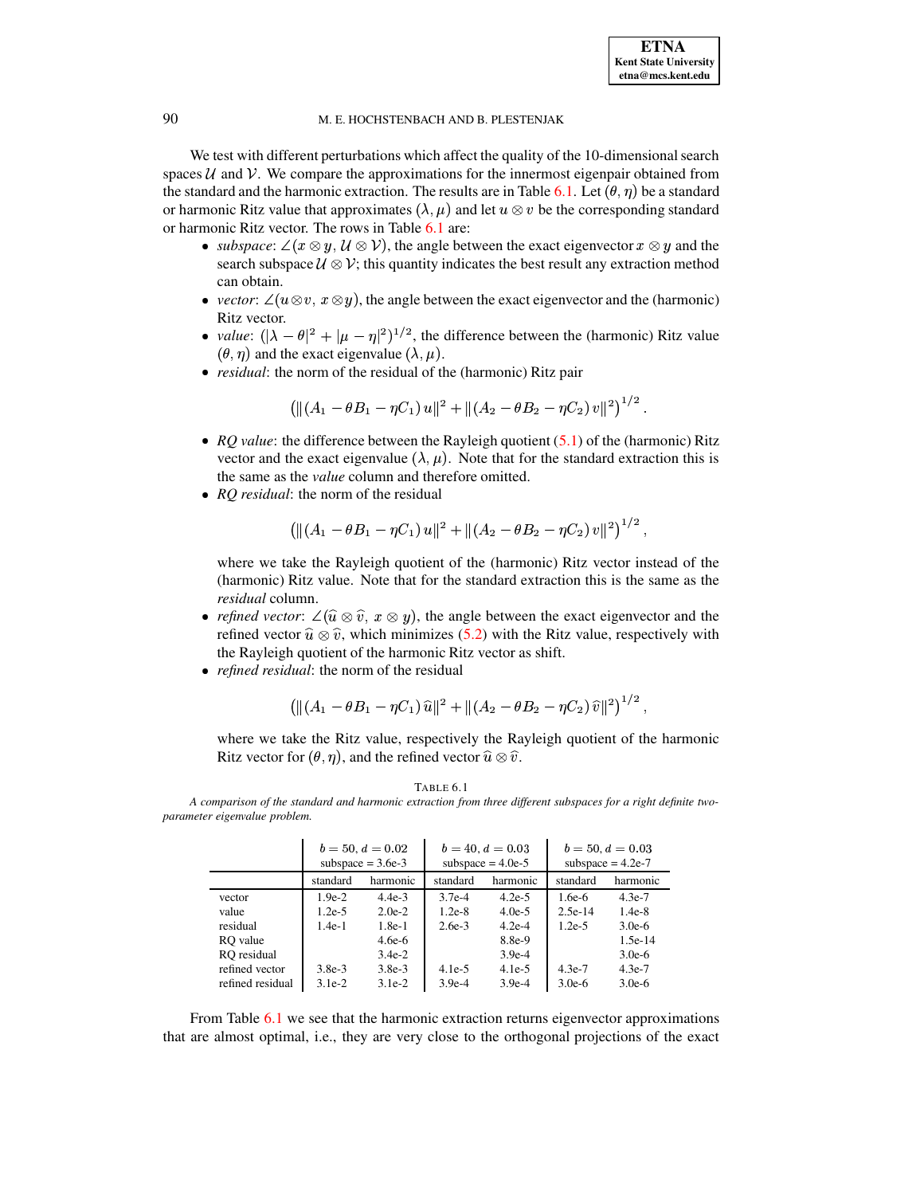We test with different perturbations which affect the quality of the 10-dimensional search spaces $\mathcal{U}$ and $\mathcal{V}$. We compare the approximations for the innermost eigenpair obtained from the standard and the harmonic extraction. The results are in Table 6.1. Let $(\theta, \eta)$ be a standard or harmonic Ritz value that approximates $(\lambda, \mu)$ and let $u \otimes v$ be the corresponding standard or harmonic Ritz vector. The rows in Table 6.1 are:

- *subspace*: $\angle(x \otimes y, \mathcal{U} \otimes \mathcal{V})$, the angle between the exact eigenvector $x \otimes y$ and the search subspace $\mathcal{U} \otimes \mathcal{V}$; this quantity indicates the best result any extraction method can obtain.
- *vector*: $\angle(u \otimes v,\, x \otimes y)$, the angle between the exact eigenvector and the (harmonic) Ritz vector.
- *value*: $(|\lambda - \theta|^2 + |\mu - \eta|^2)^{1/2}$, the difference between the (harmonic) Ritz value $(\theta, \eta)$ and the exact eigenvalue $(\lambda, \mu)$.
- *residual*: the norm of the residual of the (harmonic) Ritz pair

$$\left(\|(A_1 - \theta B_1 - \eta C_1)\, u\|^2 + \|(A_2 - \theta B_2 - \eta C_2)\, v\|^2\right)^{1/2}.$$

- *RQ value*: the difference between the Rayleigh quotient (5.1) of the (harmonic) Ritz vector and the exact eigenvalue $(\lambda, \mu)$. Note that for the standard extraction this is the same as the *value* column and therefore omitted.
- *RQ residual*: the norm of the residual

$$\left(\|(A_1 - \theta B_1 - \eta C_1)\, u\|^2 + \|(A_2 - \theta B_2 - \eta C_2)\, v\|^2\right)^{1/2},$$

  where we take the Rayleigh quotient of the (harmonic) Ritz vector instead of the (harmonic) Ritz value. Note that for the standard extraction this is the same as the *residual* column.
- *refined vector*: $\angle(\widehat{u} \otimes \widehat{v},\, x \otimes y)$, the angle between the exact eigenvector and the refined vector $\widehat{u} \otimes \widehat{v}$, which minimizes (5.2) with the Ritz value, respectively with the Rayleigh quotient of the harmonic Ritz vector as shift.
- *refined residual*: the norm of the residual

$$\left(\|(A_1 - \theta B_1 - \eta C_1)\, \widehat{u}\|^2 + \|(A_2 - \theta B_2 - \eta C_2)\, \widehat{v}\|^2\right)^{1/2},$$

  where we take the Ritz value, respectively the Rayleigh quotient of the harmonic Ritz vector for $(\theta, \eta)$, and the refined vector $\widehat{u} \otimes \widehat{v}$.

TABLE 6.1

*A comparison of the standard and harmonic extraction from three different subspaces for a right definite two-parameter eigenvalue problem.*

| | $b = 50,\, d = 0.02$ subspace = 3.6e-3 | | $b = 40,\, d = 0.03$ subspace = 4.0e-5 | | $b = 50,\, d = 0.03$ subspace = 4.2e-7 | |
|---|---|---|---|---|---|---|
| | standard | harmonic | standard | harmonic | standard | harmonic |
| vector | 1.9e-2 | 4.4e-3 | 3.7e-4 | 4.2e-5 | 1.6e-6 | 4.3e-7 |
| value | 1.2e-5 | 2.0e-2 | 1.2e-8 | 4.0e-5 | 2.5e-14 | 1.4e-8 |
| residual | 1.4e-1 | 1.8e-1 | 2.6e-3 | 4.2e-4 | 1.2e-5 | 3.0e-6 |
| RQ value | | 4.6e-6 | | 8.8e-9 | | 1.5e-14 |
| RQ residual | | 3.4e-2 | | 3.9e-4 | | 3.0e-6 |
| refined vector | 3.8e-3 | 3.8e-3 | 4.1e-5 | 4.1e-5 | 4.3e-7 | 4.3e-7 |
| refined residual | 3.1e-2 | 3.1e-2 | 3.9e-4 | 3.9e-4 | 3.0e-6 | 3.0e-6 |

From Table 6.1 we see that the harmonic extraction returns eigenvector approximations that are almost optimal, i.e., they are very close to the orthogonal projections of the exact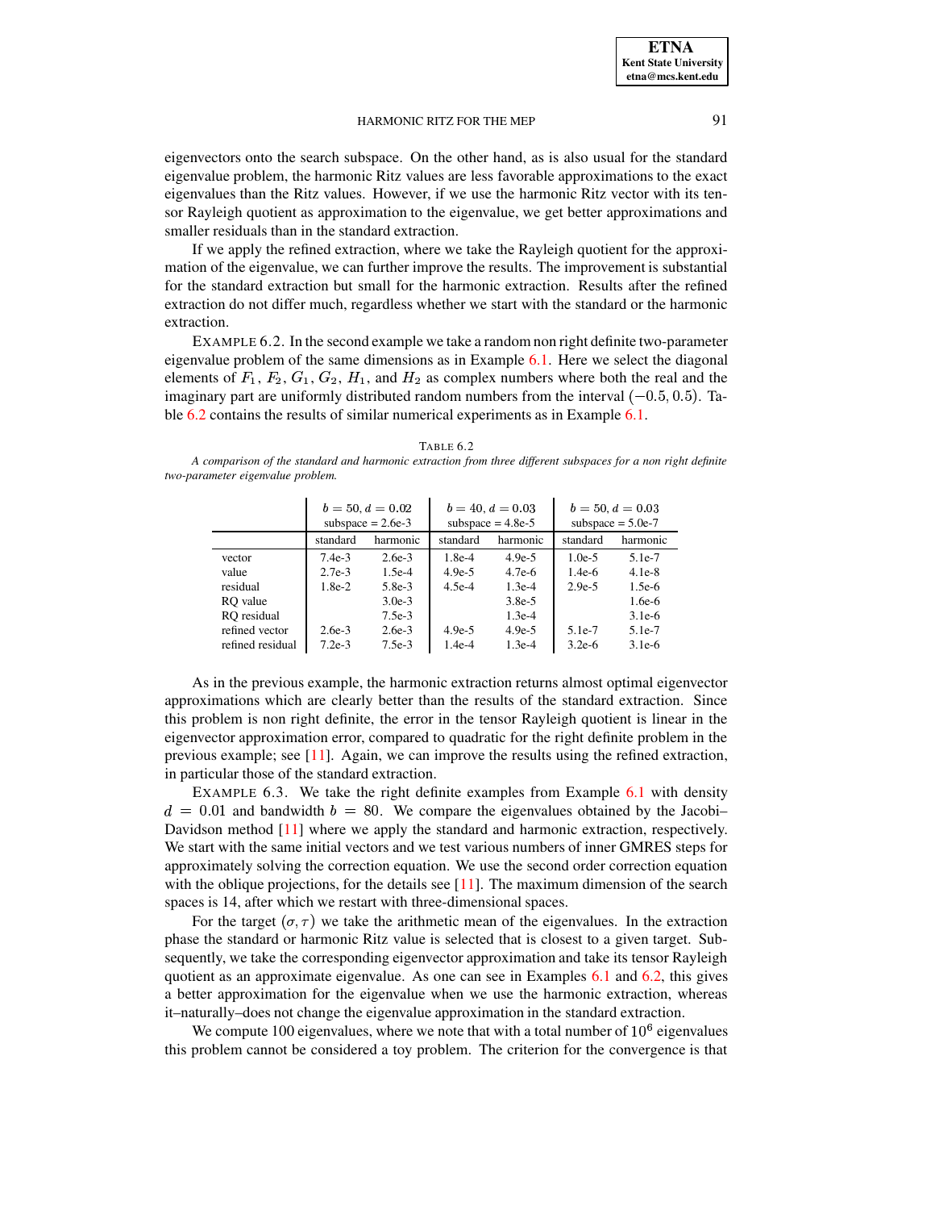eigenvectors onto the search subspace. On the other hand, as is also usual for the standard eigenvalue problem, the harmonic Ritz values are less favorable approximations to the exact eigenvalues than the Ritz values. However, if we use the harmonic Ritz vector with its tensor Rayleigh quotient as approximation to the eigenvalue, we get better approximations and smaller residuals than in the standard extraction.

If we apply the refined extraction, where we take the Rayleigh quotient for the approximation of the eigenvalue, we can further improve the results. The improvement is substantial for the standard extraction but small for the harmonic extraction. Results after the refined extraction do not differ much, regardless whether we start with the standard or the harmonic extraction.

EXAMPLE 6.2. In the second example we take a random non right definite two-parameter eigenvalue problem of the same dimensions as in Example 6.1. Here we select the diagonal elements of $F_1$, $F_2$, $G_1$, $G_2$, $H_1$, and $H_2$ as complex numbers where both the real and the imaginary part are uniformly distributed random numbers from the interval $(-0.5, 0.5)$. Table 6.2 contains the results of similar numerical experiments as in Example 6.1.

TABLE 6.2

*A comparison of the standard and harmonic extraction from three different subspaces for a non right definite two-parameter eigenvalue problem.*

| | $b = 50, d = 0.02$ subspace = 2.6e-3 | | $b = 40, d = 0.03$ subspace = 4.8e-5 | | $b = 50, d = 0.03$ subspace = 5.0e-7 | |
|---|---|---|---|---|---|---|
| | standard | harmonic | standard | harmonic | standard | harmonic |
| vector | 7.4e-3 | 2.6e-3 | 1.8e-4 | 4.9e-5 | 1.0e-5 | 5.1e-7 |
| value | 2.7e-3 | 1.5e-4 | 4.9e-5 | 4.7e-6 | 1.4e-6 | 4.1e-8 |
| residual | 1.8e-2 | 5.8e-3 | 4.5e-4 | 1.3e-4 | 2.9e-5 | 1.5e-6 |
| RQ value | | 3.0e-3 | | 3.8e-5 | | 1.6e-6 |
| RQ residual | | 7.5e-3 | | 1.3e-4 | | 3.1e-6 |
| refined vector | 2.6e-3 | 2.6e-3 | 4.9e-5 | 4.9e-5 | 5.1e-7 | 5.1e-7 |
| refined residual | 7.2e-3 | 7.5e-3 | 1.4e-4 | 1.3e-4 | 3.2e-6 | 3.1e-6 |

As in the previous example, the harmonic extraction returns almost optimal eigenvector approximations which are clearly better than the results of the standard extraction. Since this problem is non right definite, the error in the tensor Rayleigh quotient is linear in the eigenvector approximation error, compared to quadratic for the right definite problem in the previous example; see [11]. Again, we can improve the results using the refined extraction, in particular those of the standard extraction.

EXAMPLE 6.3. We take the right definite examples from Example 6.1 with density $d = 0.01$ and bandwidth $b = 80$. We compare the eigenvalues obtained by the Jacobi–Davidson method [11] where we apply the standard and harmonic extraction, respectively. We start with the same initial vectors and we test various numbers of inner GMRES steps for approximately solving the correction equation. We use the second order correction equation with the oblique projections, for the details see [11]. The maximum dimension of the search spaces is 14, after which we restart with three-dimensional spaces.

For the target $(\sigma, \tau)$ we take the arithmetic mean of the eigenvalues. In the extraction phase the standard or harmonic Ritz value is selected that is closest to a given target. Subsequently, we take the corresponding eigenvector approximation and take its tensor Rayleigh quotient as an approximate eigenvalue. As one can see in Examples 6.1 and 6.2, this gives a better approximation for the eigenvalue when we use the harmonic extraction, whereas it–naturally–does not change the eigenvalue approximation in the standard extraction.

We compute 100 eigenvalues, where we note that with a total number of $10^6$ eigenvalues this problem cannot be considered a toy problem. The criterion for the convergence is that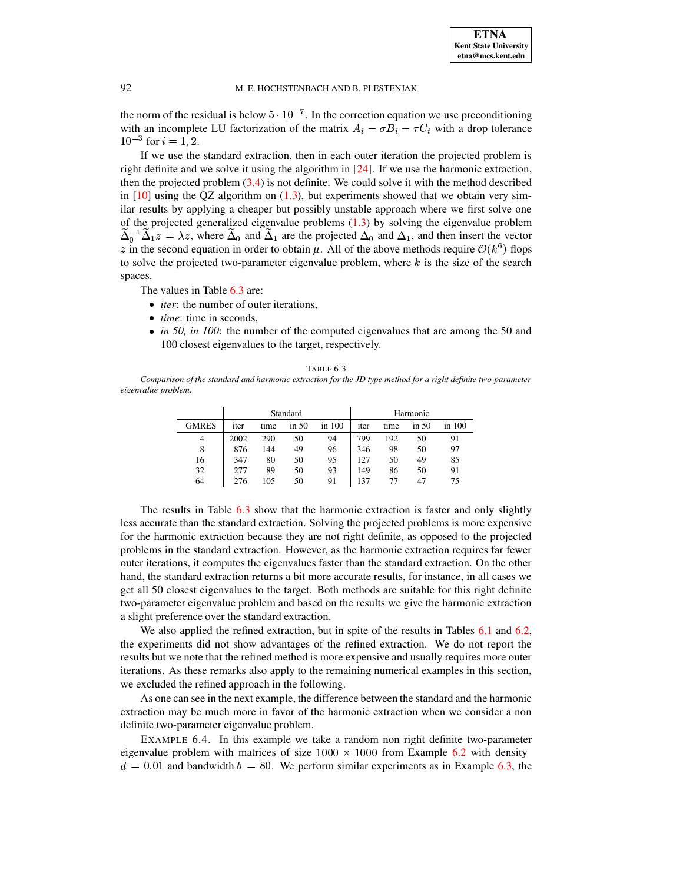the norm of the residual is below $5 \cdot 10^{-7}$. In the correction equation we use preconditioning with an incomplete LU factorization of the matrix $A_i - \sigma B_i - \tau C_i$ with a drop tolerance $10^{-3}$ for $i = 1, 2$.

If we use the standard extraction, then in each outer iteration the projected problem is right definite and we solve it using the algorithm in [24]. If we use the harmonic extraction, then the projected problem (3.4) is not definite. We could solve it with the method described in [10] using the QZ algorithm on (1.3), but experiments showed that we obtain very similar results by applying a cheaper but possibly unstable approach where we first solve one of the projected generalized eigenvalue problems (1.3) by solving the eigenvalue problem $\widetilde{\Delta}_0^{-1}\widetilde{\Delta}_1 z = \lambda z$, where $\widetilde{\Delta}_0$ and $\widetilde{\Delta}_1$ are the projected $\Delta_0$ and $\Delta_1$, and then insert the vector $z$ in the second equation in order to obtain $\mu$. All of the above methods require $\mathcal{O}(k^6)$ flops to solve the projected two-parameter eigenvalue problem, where $k$ is the size of the search spaces.

The values in Table 6.3 are:

- *iter*: the number of outer iterations,
- *time*: time in seconds,
- *in 50, in 100*: the number of the computed eigenvalues that are among the 50 and 100 closest eigenvalues to the target, respectively.

TABLE 6.3
*Comparison of the standard and harmonic extraction for the JD type method for a right definite two-parameter eigenvalue problem.*

| | Standard | | | | Harmonic | | | |
|---|---|---|---|---|---|---|---|---|
| GMRES | iter | time | in 50 | in 100 | iter | time | in 50 | in 100 |
| 4 | 2002 | 290 | 50 | 94 | 799 | 192 | 50 | 91 |
| 8 | 876 | 144 | 49 | 96 | 346 | 98 | 50 | 97 |
| 16 | 347 | 80 | 50 | 95 | 127 | 50 | 49 | 85 |
| 32 | 277 | 89 | 50 | 93 | 149 | 86 | 50 | 91 |
| 64 | 276 | 105 | 50 | 91 | 137 | 77 | 47 | 75 |

The results in Table 6.3 show that the harmonic extraction is faster and only slightly less accurate than the standard extraction. Solving the projected problems is more expensive for the harmonic extraction because they are not right definite, as opposed to the projected problems in the standard extraction. However, as the harmonic extraction requires far fewer outer iterations, it computes the eigenvalues faster than the standard extraction. On the other hand, the standard extraction returns a bit more accurate results, for instance, in all cases we get all 50 closest eigenvalues to the target. Both methods are suitable for this right definite two-parameter eigenvalue problem and based on the results we give the harmonic extraction a slight preference over the standard extraction.

We also applied the refined extraction, but in spite of the results in Tables 6.1 and 6.2, the experiments did not show advantages of the refined extraction. We do not report the results but we note that the refined method is more expensive and usually requires more outer iterations. As these remarks also apply to the remaining numerical examples in this section, we excluded the refined approach in the following.

As one can see in the next example, the difference between the standard and the harmonic extraction may be much more in favor of the harmonic extraction when we consider a non definite two-parameter eigenvalue problem.

EXAMPLE 6.4. In this example we take a random non right definite two-parameter eigenvalue problem with matrices of size $1000 \times 1000$ from Example 6.2 with density $d = 0.01$ and bandwidth $b = 80$. We perform similar experiments as in Example 6.3, the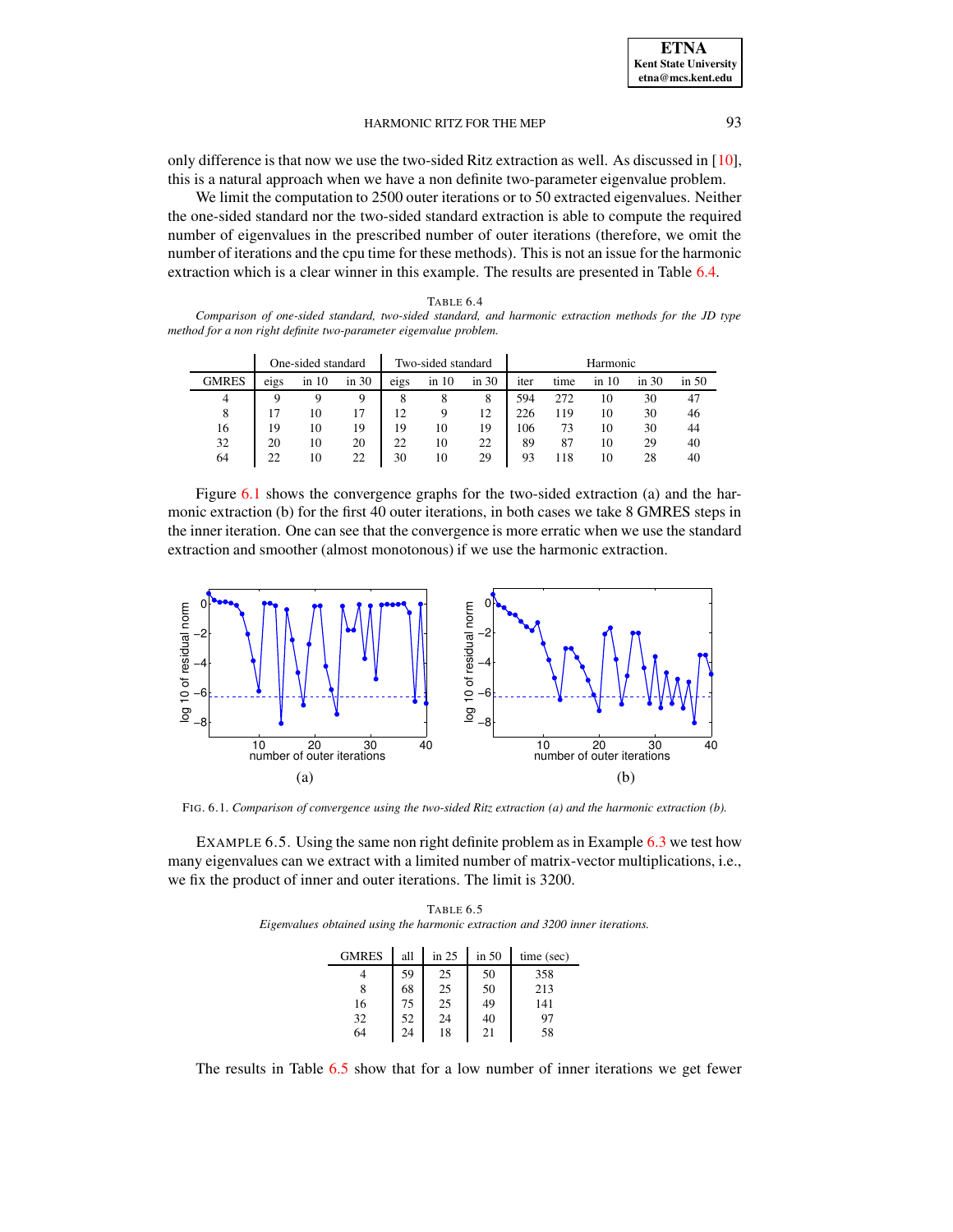only difference is that now we use the two-sided Ritz extraction as well. As discussed in [10], this is a natural approach when we have a non definite two-parameter eigenvalue problem.

We limit the computation to 2500 outer iterations or to 50 extracted eigenvalues. Neither the one-sided standard nor the two-sided standard extraction is able to compute the required number of eigenvalues in the prescribed number of outer iterations (therefore, we omit the number of iterations and the cpu time for these methods). This is not an issue for the harmonic extraction which is a clear winner in this example. The results are presented in Table 6.4.

TABLE 6.4
*Comparison of one-sided standard, two-sided standard, and harmonic extraction methods for the JD type method for a non right definite two-parameter eigenvalue problem.*

| | One-sided standard | | | Two-sided standard | | | Harmonic | | | | |
|---|---|---|---|---|---|---|---|---|---|---|---|
| GMRES | eigs | in 10 | in 30 | eigs | in 10 | in 30 | iter | time | in 10 | in 30 | in 50 |
| 4 | 9 | 9 | 9 | 8 | 8 | 8 | 594 | 272 | 10 | 30 | 47 |
| 8 | 17 | 10 | 17 | 12 | 9 | 12 | 226 | 119 | 10 | 30 | 46 |
| 16 | 19 | 10 | 19 | 19 | 10 | 19 | 106 | 73 | 10 | 30 | 44 |
| 32 | 20 | 10 | 20 | 22 | 10 | 22 | 89 | 87 | 10 | 29 | 40 |
| 64 | 22 | 10 | 22 | 30 | 10 | 29 | 93 | 118 | 10 | 28 | 40 |

Figure 6.1 shows the convergence graphs for the two-sided extraction (a) and the harmonic extraction (b) for the first 40 outer iterations, in both cases we take 8 GMRES steps in the inner iteration. One can see that the convergence is more erratic when we use the standard extraction and smoother (almost monotonous) if we use the harmonic extraction.

FIG. 6.1. *Comparison of convergence using the two-sided Ritz extraction (a) and the harmonic extraction (b).*

EXAMPLE 6.5. Using the same non right definite problem as in Example 6.3 we test how many eigenvalues can we extract with a limited number of matrix-vector multiplications, i.e., we fix the product of inner and outer iterations. The limit is 3200.

TABLE 6.5
*Eigenvalues obtained using the harmonic extraction and 3200 inner iterations.*

| GMRES | all | in 25 | in 50 | time (sec) |
|---|---|---|---|---|
| 4 | 59 | 25 | 50 | 358 |
| 8 | 68 | 25 | 50 | 213 |
| 16 | 75 | 25 | 49 | 141 |
| 32 | 52 | 24 | 40 | 97 |
| 64 | 24 | 18 | 21 | 58 |

The results in Table 6.5 show that for a low number of inner iterations we get fewer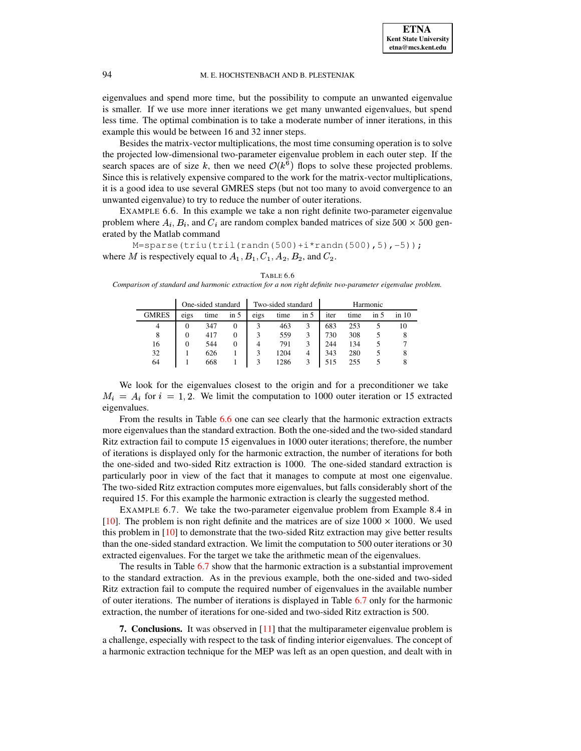eigenvalues and spend more time, but the possibility to compute an unwanted eigenvalue is smaller. If we use more inner iterations we get many unwanted eigenvalues, but spend less time. The optimal combination is to take a moderate number of inner iterations, in this example this would be between 16 and 32 inner steps.

Besides the matrix-vector multiplications, the most time consuming operation is to solve the projected low-dimensional two-parameter eigenvalue problem in each outer step. If the search spaces are of size $k$, then we need $\mathcal{O}(k^6)$ flops to solve these projected problems. Since this is relatively expensive compared to the work for the matrix-vector multiplications, it is a good idea to use several GMRES steps (but not too many to avoid convergence to an unwanted eigenvalue) to try to reduce the number of outer iterations.

EXAMPLE 6.6. In this example we take a non right definite two-parameter eigenvalue problem where $A_i$, $B_i$, and $C_i$ are random complex banded matrices of size $500 \times 500$ generated by the Matlab command

```
M=sparse(triu(tril(randn(500)+i*randn(500),5),-5));
```

where $M$ is respectively equal to $A_1, B_1, C_1, A_2, B_2$, and $C_2$.

TABLE 6.6
*Comparison of standard and harmonic extraction for a non right definite two-parameter eigenvalue problem.*

| | One-sided standard | | | Two-sided standard | | | Harmonic | | | |
|---|---|---|---|---|---|---|---|---|---|---|
| GMRES | eigs | time | in 5 | eigs | time | in 5 | iter | time | in 5 | in 10 |
| 4 | 0 | 347 | 0 | 3 | 463 | 3 | 683 | 253 | 5 | 10 |
| 8 | 0 | 417 | 0 | 3 | 559 | 3 | 730 | 308 | 5 | 8 |
| 16 | 0 | 544 | 0 | 4 | 791 | 3 | 244 | 134 | 5 | 7 |
| 32 | 1 | 626 | 1 | 3 | 1204 | 4 | 343 | 280 | 5 | 8 |
| 64 | 1 | 668 | 1 | 3 | 1286 | 3 | 515 | 255 | 5 | 8 |

We look for the eigenvalues closest to the origin and for a preconditioner we take $M_i = A_i$ for $i = 1, 2$. We limit the computation to 1000 outer iteration or 15 extracted eigenvalues.

From the results in Table 6.6 one can see clearly that the harmonic extraction extracts more eigenvalues than the standard extraction. Both the one-sided and the two-sided standard Ritz extraction fail to compute 15 eigenvalues in 1000 outer iterations; therefore, the number of iterations is displayed only for the harmonic extraction, the number of iterations for both the one-sided and two-sided Ritz extraction is 1000. The one-sided standard extraction is particularly poor in view of the fact that it manages to compute at most one eigenvalue. The two-sided Ritz extraction computes more eigenvalues, but falls considerably short of the required 15. For this example the harmonic extraction is clearly the suggested method.

EXAMPLE 6.7. We take the two-parameter eigenvalue problem from Example 8.4 in [10]. The problem is non right definite and the matrices are of size $1000 \times 1000$. We used this problem in [10] to demonstrate that the two-sided Ritz extraction may give better results than the one-sided standard extraction. We limit the computation to 500 outer iterations or 30 extracted eigenvalues. For the target we take the arithmetic mean of the eigenvalues.

The results in Table 6.7 show that the harmonic extraction is a substantial improvement to the standard extraction. As in the previous example, both the one-sided and two-sided Ritz extraction fail to compute the required number of eigenvalues in the available number of outer iterations. The number of iterations is displayed in Table 6.7 only for the harmonic extraction, the number of iterations for one-sided and two-sided Ritz extraction is 500.

**7. Conclusions.** It was observed in [11] that the multiparameter eigenvalue problem is a challenge, especially with respect to the task of finding interior eigenvalues. The concept of a harmonic extraction technique for the MEP was left as an open question, and dealt with in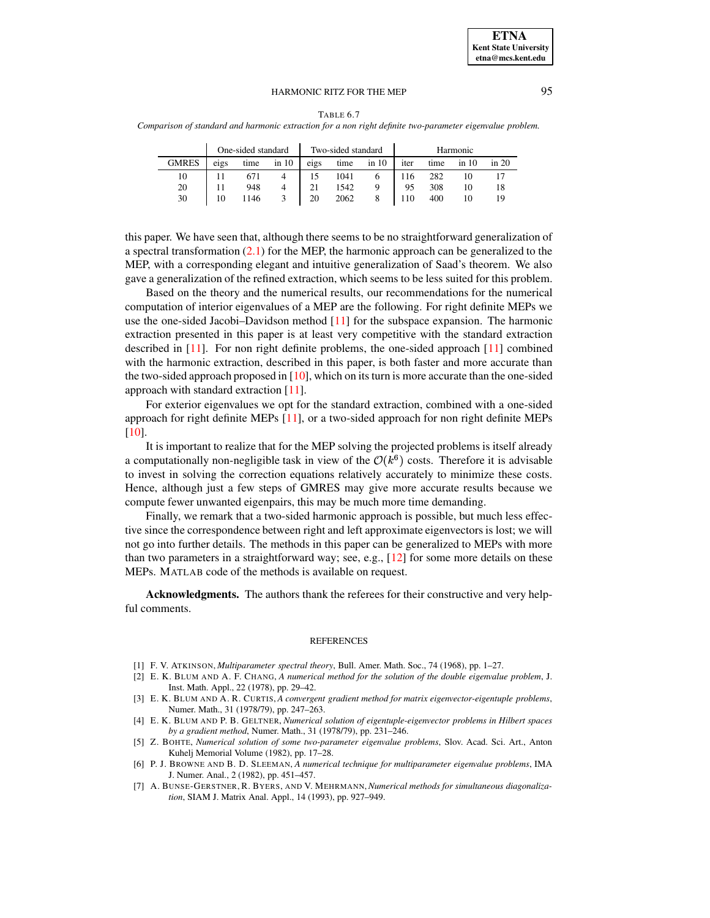TABLE 6.7
*Comparison of standard and harmonic extraction for a non right definite two-parameter eigenvalue problem.*

| | One-sided standard | | | Two-sided standard | | | Harmonic | | | |
|---|---|---|---|---|---|---|---|---|---|---|
| GMRES | eigs | time | in 10 | eigs | time | in 10 | iter | time | in 10 | in 20 |
| 10 | 11 | 671 | 4 | 15 | 1041 | 6 | 116 | 282 | 10 | 17 |
| 20 | 11 | 948 | 4 | 21 | 1542 | 9 | 95 | 308 | 10 | 18 |
| 30 | 10 | 1146 | 3 | 20 | 2062 | 8 | 110 | 400 | 10 | 19 |

this paper. We have seen that, although there seems to be no straightforward generalization of a spectral transformation (2.1) for the MEP, the harmonic approach can be generalized to the MEP, with a corresponding elegant and intuitive generalization of Saad's theorem. We also gave a generalization of the refined extraction, which seems to be less suited for this problem.

Based on the theory and the numerical results, our recommendations for the numerical computation of interior eigenvalues of a MEP are the following. For right definite MEPs we use the one-sided Jacobi–Davidson method [11] for the subspace expansion. The harmonic extraction presented in this paper is at least very competitive with the standard extraction described in [11]. For non right definite problems, the one-sided approach [11] combined with the harmonic extraction, described in this paper, is both faster and more accurate than the two-sided approach proposed in [10], which on its turn is more accurate than the one-sided approach with standard extraction [11].

For exterior eigenvalues we opt for the standard extraction, combined with a one-sided approach for right definite MEPs [11], or a two-sided approach for non right definite MEPs [10].

It is important to realize that for the MEP solving the projected problems is itself already a computationally non-negligible task in view of the $\mathcal{O}(k^6)$ costs. Therefore it is advisable to invest in solving the correction equations relatively accurately to minimize these costs. Hence, although just a few steps of GMRES may give more accurate results because we compute fewer unwanted eigenpairs, this may be much more time demanding.

Finally, we remark that a two-sided harmonic approach is possible, but much less effective since the correspondence between right and left approximate eigenvectors is lost; we will not go into further details. The methods in this paper can be generalized to MEPs with more than two parameters in a straightforward way; see, e.g., [12] for some more details on these MEPs. MATLAB code of the methods is available on request.

**Acknowledgments.** The authors thank the referees for their constructive and very helpful comments.

## REFERENCES

[1] F. V. ATKINSON, *Multiparameter spectral theory*, Bull. Amer. Math. Soc., 74 (1968), pp. 1–27.

[2] E. K. BLUM AND A. F. CHANG, *A numerical method for the solution of the double eigenvalue problem*, J. Inst. Math. Appl., 22 (1978), pp. 29–42.

[3] E. K. BLUM AND A. R. CURTIS, *A convergent gradient method for matrix eigenvector-eigentuple problems*, Numer. Math., 31 (1978/79), pp. 247–263.

[4] E. K. BLUM AND P. B. GELTNER, *Numerical solution of eigentuple-eigenvector problems in Hilbert spaces by a gradient method*, Numer. Math., 31 (1978/79), pp. 231–246.

[5] Z. BOHTE, *Numerical solution of some two-parameter eigenvalue problems*, Slov. Acad. Sci. Art., Anton Kuhelj Memorial Volume (1982), pp. 17–28.

[6] P. J. BROWNE AND B. D. SLEEMAN, *A numerical technique for multiparameter eigenvalue problems*, IMA J. Numer. Anal., 2 (1982), pp. 451–457.

[7] A. BUNSE-GERSTNER, R. BYERS, AND V. MEHRMANN, *Numerical methods for simultaneous diagonalization*, SIAM J. Matrix Anal. Appl., 14 (1993), pp. 927–949.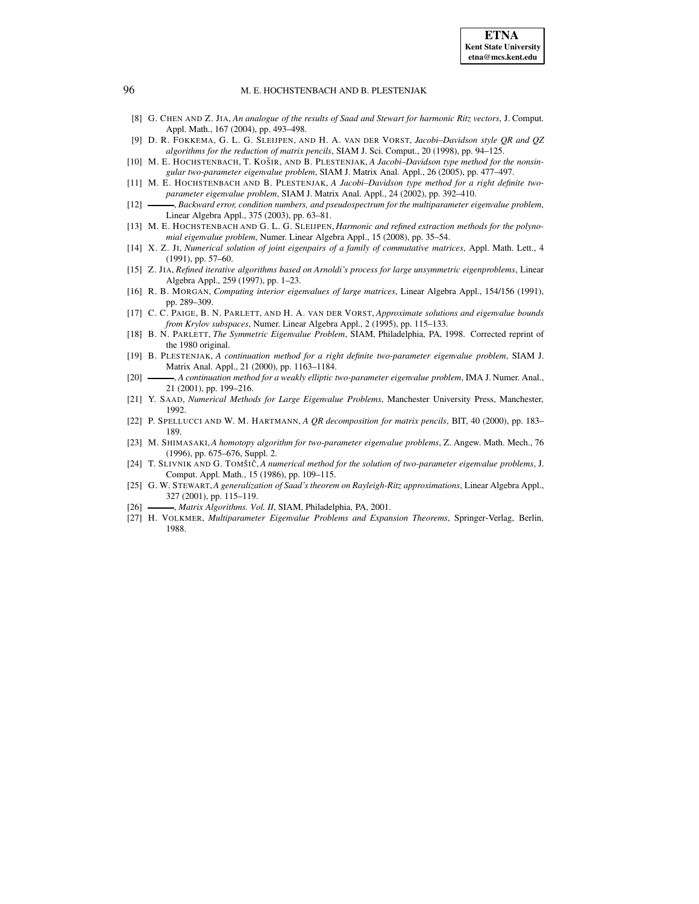[8] G. Chen and Z. Jia, *An analogue of the results of Saad and Stewart for harmonic Ritz vectors*, J. Comput. Appl. Math., 167 (2004), pp. 493–498.

[9] D. R. Fokkema, G. L. G. Sleijpen, and H. A. van der Vorst, *Jacobi–Davidson style QR and QZ algorithms for the reduction of matrix pencils*, SIAM J. Sci. Comput., 20 (1998), pp. 94–125.

[10] M. E. Hochstenbach, T. Košir, and B. Plestenjak, *A Jacobi–Davidson type method for the nonsingular two-parameter eigenvalue problem*, SIAM J. Matrix Anal. Appl., 26 (2005), pp. 477–497.

[11] M. E. Hochstenbach and B. Plestenjak, *A Jacobi–Davidson type method for a right definite two-parameter eigenvalue problem*, SIAM J. Matrix Anal. Appl., 24 (2002), pp. 392–410.

[12] ———, *Backward error, condition numbers, and pseudospectrum for the multiparameter eigenvalue problem*, Linear Algebra Appl., 375 (2003), pp. 63–81.

[13] M. E. Hochstenbach and G. L. G. Sleijpen, *Harmonic and refined extraction methods for the polynomial eigenvalue problem*, Numer. Linear Algebra Appl., 15 (2008), pp. 35–54.

[14] X. Z. Ji, *Numerical solution of joint eigenpairs of a family of commutative matrices*, Appl. Math. Lett., 4 (1991), pp. 57–60.

[15] Z. Jia, *Refined iterative algorithms based on Arnoldi's process for large unsymmetric eigenproblems*, Linear Algebra Appl., 259 (1997), pp. 1–23.

[16] R. B. Morgan, *Computing interior eigenvalues of large matrices*, Linear Algebra Appl., 154/156 (1991), pp. 289–309.

[17] C. C. Paige, B. N. Parlett, and H. A. van der Vorst, *Approximate solutions and eigenvalue bounds from Krylov subspaces*, Numer. Linear Algebra Appl., 2 (1995), pp. 115–133.

[18] B. N. Parlett, *The Symmetric Eigenvalue Problem*, SIAM, Philadelphia, PA, 1998. Corrected reprint of the 1980 original.

[19] B. Plestenjak, *A continuation method for a right definite two-parameter eigenvalue problem*, SIAM J. Matrix Anal. Appl., 21 (2000), pp. 1163–1184.

[20] ———, *A continuation method for a weakly elliptic two-parameter eigenvalue problem*, IMA J. Numer. Anal., 21 (2001), pp. 199–216.

[21] Y. Saad, *Numerical Methods for Large Eigenvalue Problems*, Manchester University Press, Manchester, 1992.

[22] P. Spellucci and W. M. Hartmann, *A QR decomposition for matrix pencils*, BIT, 40 (2000), pp. 183–189.

[23] M. Shimasaki, *A homotopy algorithm for two-parameter eigenvalue problems*, Z. Angew. Math. Mech., 76 (1996), pp. 675–676, Suppl. 2.

[24] T. Slivnik and G. Tomšič, *A numerical method for the solution of two-parameter eigenvalue problems*, J. Comput. Appl. Math., 15 (1986), pp. 109–115.

[25] G. W. Stewart, *A generalization of Saad's theorem on Rayleigh-Ritz approximations*, Linear Algebra Appl., 327 (2001), pp. 115–119.

[26] ———, *Matrix Algorithms. Vol. II*, SIAM, Philadelphia, PA, 2001.

[27] H. Volkmer, *Multiparameter Eigenvalue Problems and Expansion Theorems*, Springer-Verlag, Berlin, 1988.